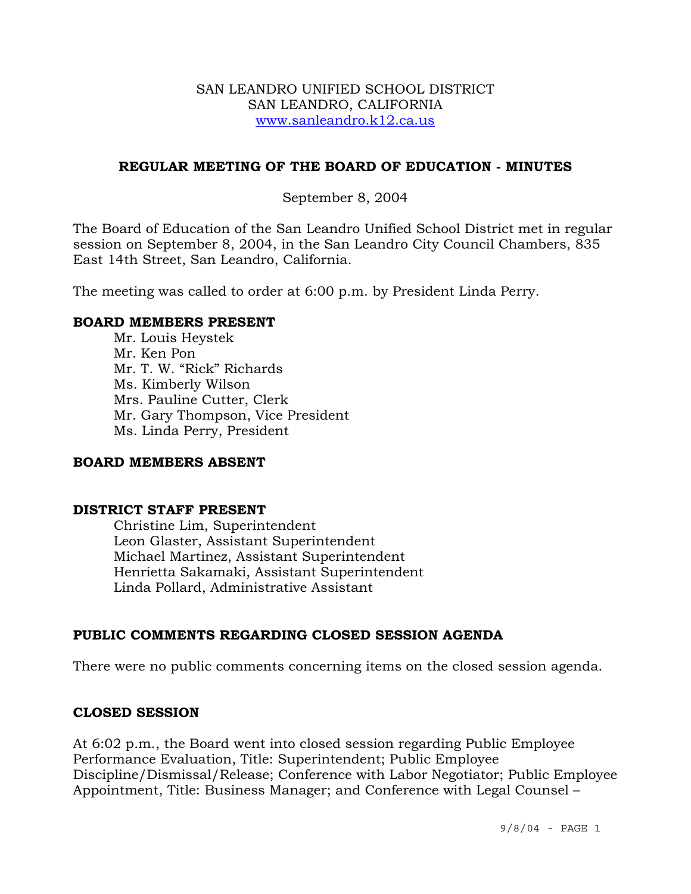SAN LEANDRO UNIFIED SCHOOL DISTRICT
SAN LEANDRO, CALIFORNIA
www.sanleandro.k12.ca.us

## REGULAR MEETING OF THE BOARD OF EDUCATION - MINUTES

September 8, 2004

The Board of Education of the San Leandro Unified School District met in regular session on September 8, 2004, in the San Leandro City Council Chambers, 835 East 14th Street, San Leandro, California.

The meeting was called to order at 6:00 p.m. by President Linda Perry.

### BOARD MEMBERS PRESENT

Mr. Louis Heystek
Mr. Ken Pon
Mr. T. W. "Rick" Richards
Ms. Kimberly Wilson
Mrs. Pauline Cutter, Clerk
Mr. Gary Thompson, Vice President
Ms. Linda Perry, President

### BOARD MEMBERS ABSENT

### DISTRICT STAFF PRESENT

Christine Lim, Superintendent
Leon Glaster, Assistant Superintendent
Michael Martinez, Assistant Superintendent
Henrietta Sakamaki, Assistant Superintendent
Linda Pollard, Administrative Assistant

### PUBLIC COMMENTS REGARDING CLOSED SESSION AGENDA

There were no public comments concerning items on the closed session agenda.

### CLOSED SESSION

At 6:02 p.m., the Board went into closed session regarding Public Employee Performance Evaluation, Title: Superintendent; Public Employee Discipline/Dismissal/Release; Conference with Labor Negotiator; Public Employee Appointment, Title: Business Manager; and Conference with Legal Counsel –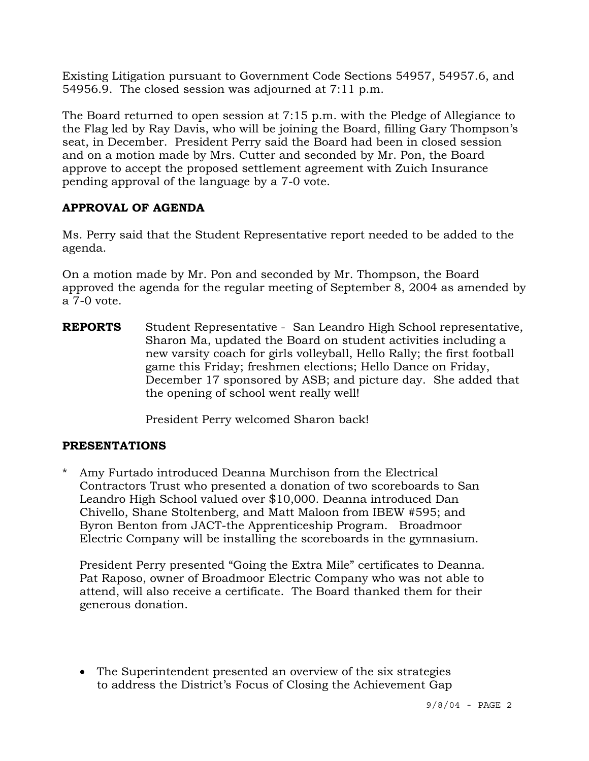Existing Litigation pursuant to Government Code Sections 54957, 54957.6, and 54956.9. The closed session was adjourned at 7:11 p.m.

The Board returned to open session at 7:15 p.m. with the Pledge of Allegiance to the Flag led by Ray Davis, who will be joining the Board, filling Gary Thompson's seat, in December. President Perry said the Board had been in closed session and on a motion made by Mrs. Cutter and seconded by Mr. Pon, the Board approve to accept the proposed settlement agreement with Zuich Insurance pending approval of the language by a 7-0 vote.

**APPROVAL OF AGENDA**

Ms. Perry said that the Student Representative report needed to be added to the agenda.

On a motion made by Mr. Pon and seconded by Mr. Thompson, the Board approved the agenda for the regular meeting of September 8, 2004 as amended by a 7-0 vote.

**REPORTS** Student Representative - San Leandro High School representative, Sharon Ma, updated the Board on student activities including a new varsity coach for girls volleyball, Hello Rally; the first football game this Friday; freshmen elections; Hello Dance on Friday, December 17 sponsored by ASB; and picture day. She added that the opening of school went really well!

President Perry welcomed Sharon back!

**PRESENTATIONS**

* Amy Furtado introduced Deanna Murchison from the Electrical Contractors Trust who presented a donation of two scoreboards to San Leandro High School valued over $10,000. Deanna introduced Dan Chivello, Shane Stoltenberg, and Matt Maloon from IBEW #595; and Byron Benton from JACT-the Apprenticeship Program. Broadmoor Electric Company will be installing the scoreboards in the gymnasium.

  President Perry presented "Going the Extra Mile" certificates to Deanna. Pat Raposo, owner of Broadmoor Electric Company who was not able to attend, will also receive a certificate. The Board thanked them for their generous donation.

- The Superintendent presented an overview of the six strategies to address the District's Focus of Closing the Achievement Gap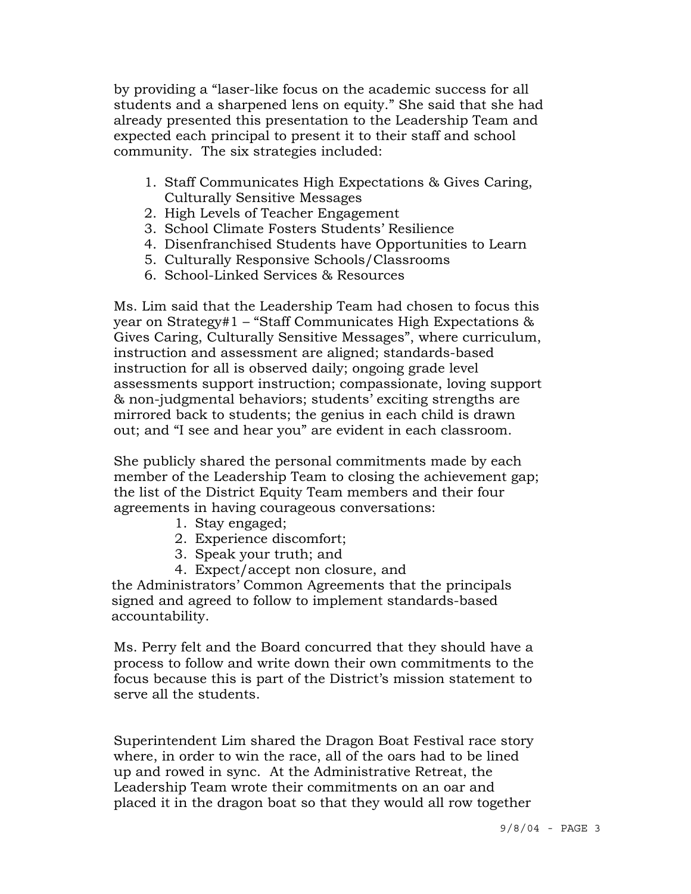by providing a "laser-like focus on the academic success for all students and a sharpened lens on equity." She said that she had already presented this presentation to the Leadership Team and expected each principal to present it to their staff and school community. The six strategies included:

1. Staff Communicates High Expectations & Gives Caring, Culturally Sensitive Messages
2. High Levels of Teacher Engagement
3. School Climate Fosters Students' Resilience
4. Disenfranchised Students have Opportunities to Learn
5. Culturally Responsive Schools/Classrooms
6. School-Linked Services & Resources

Ms. Lim said that the Leadership Team had chosen to focus this year on Strategy#1 – "Staff Communicates High Expectations & Gives Caring, Culturally Sensitive Messages", where curriculum, instruction and assessment are aligned; standards-based instruction for all is observed daily; ongoing grade level assessments support instruction; compassionate, loving support & non-judgmental behaviors; students' exciting strengths are mirrored back to students; the genius in each child is drawn out; and "I see and hear you" are evident in each classroom.

She publicly shared the personal commitments made by each member of the Leadership Team to closing the achievement gap; the list of the District Equity Team members and their four agreements in having courageous conversations:

1. Stay engaged;
2. Experience discomfort;
3. Speak your truth; and
4. Expect/accept non closure, and

the Administrators' Common Agreements that the principals signed and agreed to follow to implement standards-based accountability.

Ms. Perry felt and the Board concurred that they should have a process to follow and write down their own commitments to the focus because this is part of the District's mission statement to serve all the students.

Superintendent Lim shared the Dragon Boat Festival race story where, in order to win the race, all of the oars had to be lined up and rowed in sync. At the Administrative Retreat, the Leadership Team wrote their commitments on an oar and placed it in the dragon boat so that they would all row together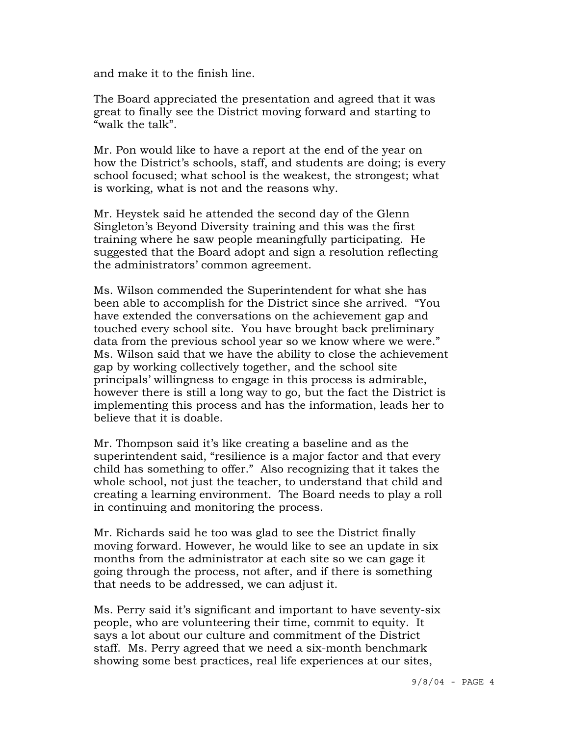and make it to the finish line.

The Board appreciated the presentation and agreed that it was great to finally see the District moving forward and starting to "walk the talk".

Mr. Pon would like to have a report at the end of the year on how the District's schools, staff, and students are doing; is every school focused; what school is the weakest, the strongest; what is working, what is not and the reasons why.

Mr. Heystek said he attended the second day of the Glenn Singleton's Beyond Diversity training and this was the first training where he saw people meaningfully participating. He suggested that the Board adopt and sign a resolution reflecting the administrators' common agreement.

Ms. Wilson commended the Superintendent for what she has been able to accomplish for the District since she arrived. "You have extended the conversations on the achievement gap and touched every school site. You have brought back preliminary data from the previous school year so we know where we were." Ms. Wilson said that we have the ability to close the achievement gap by working collectively together, and the school site principals' willingness to engage in this process is admirable, however there is still a long way to go, but the fact the District is implementing this process and has the information, leads her to believe that it is doable.

Mr. Thompson said it's like creating a baseline and as the superintendent said, "resilience is a major factor and that every child has something to offer." Also recognizing that it takes the whole school, not just the teacher, to understand that child and creating a learning environment. The Board needs to play a roll in continuing and monitoring the process.

Mr. Richards said he too was glad to see the District finally moving forward. However, he would like to see an update in six months from the administrator at each site so we can gage it going through the process, not after, and if there is something that needs to be addressed, we can adjust it.

Ms. Perry said it's significant and important to have seventy-six people, who are volunteering their time, commit to equity. It says a lot about our culture and commitment of the District staff. Ms. Perry agreed that we need a six-month benchmark showing some best practices, real life experiences at our sites,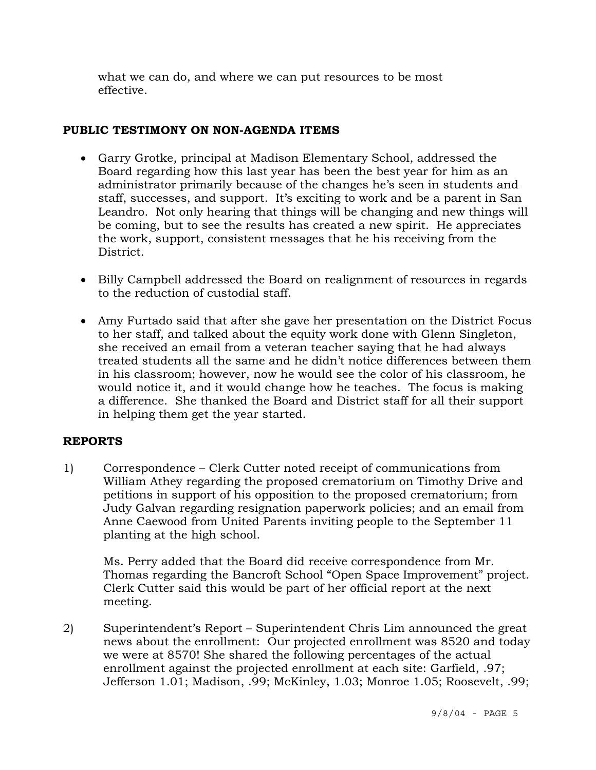what we can do, and where we can put resources to be most effective.

**PUBLIC TESTIMONY ON NON-AGENDA ITEMS**

- Garry Grotke, principal at Madison Elementary School, addressed the Board regarding how this last year has been the best year for him as an administrator primarily because of the changes he's seen in students and staff, successes, and support. It's exciting to work and be a parent in San Leandro. Not only hearing that things will be changing and new things will be coming, but to see the results has created a new spirit. He appreciates the work, support, consistent messages that he his receiving from the District.

- Billy Campbell addressed the Board on realignment of resources in regards to the reduction of custodial staff.

- Amy Furtado said that after she gave her presentation on the District Focus to her staff, and talked about the equity work done with Glenn Singleton, she received an email from a veteran teacher saying that he had always treated students all the same and he didn't notice differences between them in his classroom; however, now he would see the color of his classroom, he would notice it, and it would change how he teaches. The focus is making a difference. She thanked the Board and District staff for all their support in helping them get the year started.

**REPORTS**

1) Correspondence – Clerk Cutter noted receipt of communications from William Athey regarding the proposed crematorium on Timothy Drive and petitions in support of his opposition to the proposed crematorium; from Judy Galvan regarding resignation paperwork policies; and an email from Anne Caewood from United Parents inviting people to the September 11 planting at the high school.

   Ms. Perry added that the Board did receive correspondence from Mr. Thomas regarding the Bancroft School "Open Space Improvement" project. Clerk Cutter said this would be part of her official report at the next meeting.

2) Superintendent's Report – Superintendent Chris Lim announced the great news about the enrollment: Our projected enrollment was 8520 and today we were at 8570! She shared the following percentages of the actual enrollment against the projected enrollment at each site: Garfield, .97; Jefferson 1.01; Madison, .99; McKinley, 1.03; Monroe 1.05; Roosevelt, .99;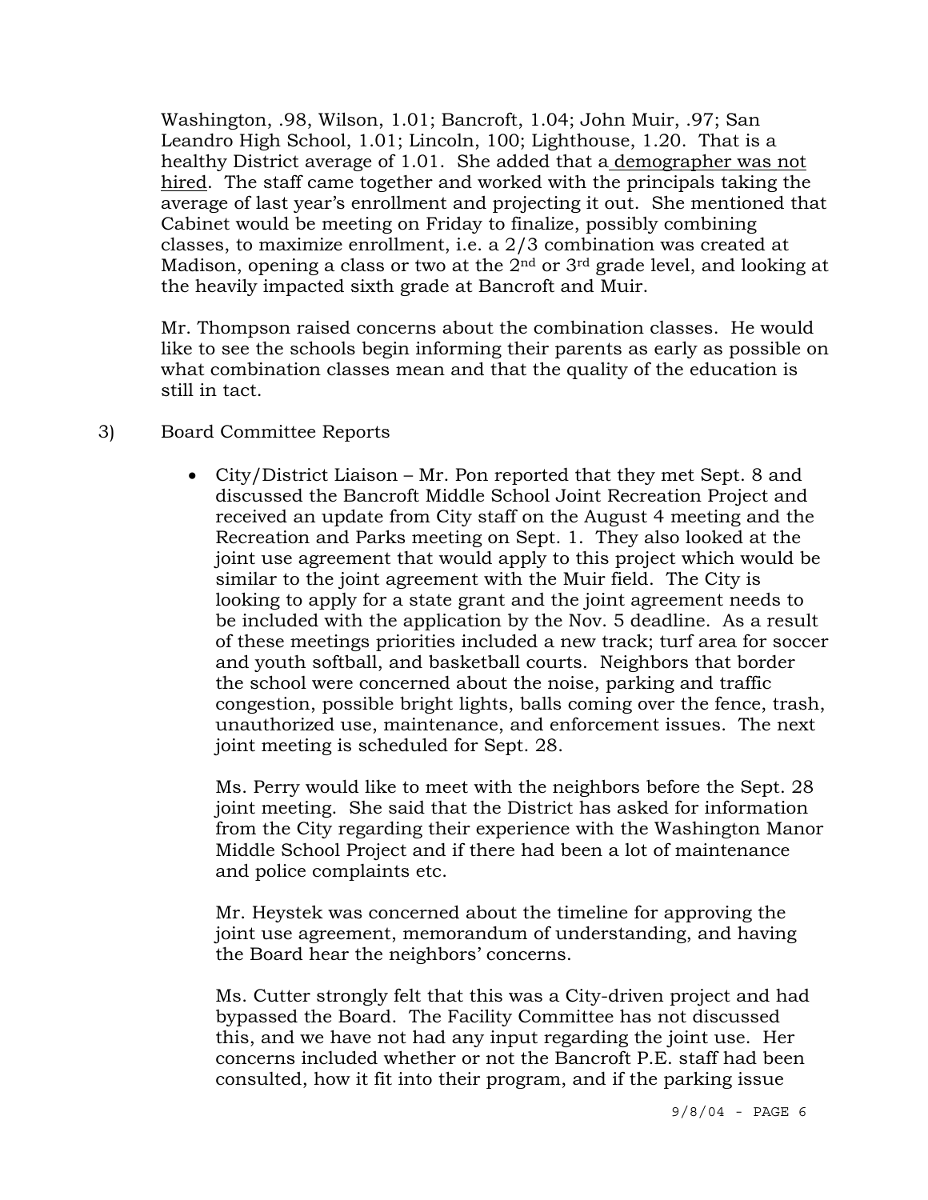Washington, .98, Wilson, 1.01; Bancroft, 1.04; John Muir, .97; San Leandro High School, 1.01; Lincoln, 100; Lighthouse, 1.20. That is a healthy District average of 1.01. She added that a demographer was not hired. The staff came together and worked with the principals taking the average of last year's enrollment and projecting it out. She mentioned that Cabinet would be meeting on Friday to finalize, possibly combining classes, to maximize enrollment, i.e. a 2/3 combination was created at Madison, opening a class or two at the 2nd or 3rd grade level, and looking at the heavily impacted sixth grade at Bancroft and Muir.

Mr. Thompson raised concerns about the combination classes. He would like to see the schools begin informing their parents as early as possible on what combination classes mean and that the quality of the education is still in tact.

3) Board Committee Reports

- City/District Liaison – Mr. Pon reported that they met Sept. 8 and discussed the Bancroft Middle School Joint Recreation Project and received an update from City staff on the August 4 meeting and the Recreation and Parks meeting on Sept. 1. They also looked at the joint use agreement that would apply to this project which would be similar to the joint agreement with the Muir field. The City is looking to apply for a state grant and the joint agreement needs to be included with the application by the Nov. 5 deadline. As a result of these meetings priorities included a new track; turf area for soccer and youth softball, and basketball courts. Neighbors that border the school were concerned about the noise, parking and traffic congestion, possible bright lights, balls coming over the fence, trash, unauthorized use, maintenance, and enforcement issues. The next joint meeting is scheduled for Sept. 28.

  Ms. Perry would like to meet with the neighbors before the Sept. 28 joint meeting. She said that the District has asked for information from the City regarding their experience with the Washington Manor Middle School Project and if there had been a lot of maintenance and police complaints etc.

  Mr. Heystek was concerned about the timeline for approving the joint use agreement, memorandum of understanding, and having the Board hear the neighbors' concerns.

  Ms. Cutter strongly felt that this was a City-driven project and had bypassed the Board. The Facility Committee has not discussed this, and we have not had any input regarding the joint use. Her concerns included whether or not the Bancroft P.E. staff had been consulted, how it fit into their program, and if the parking issue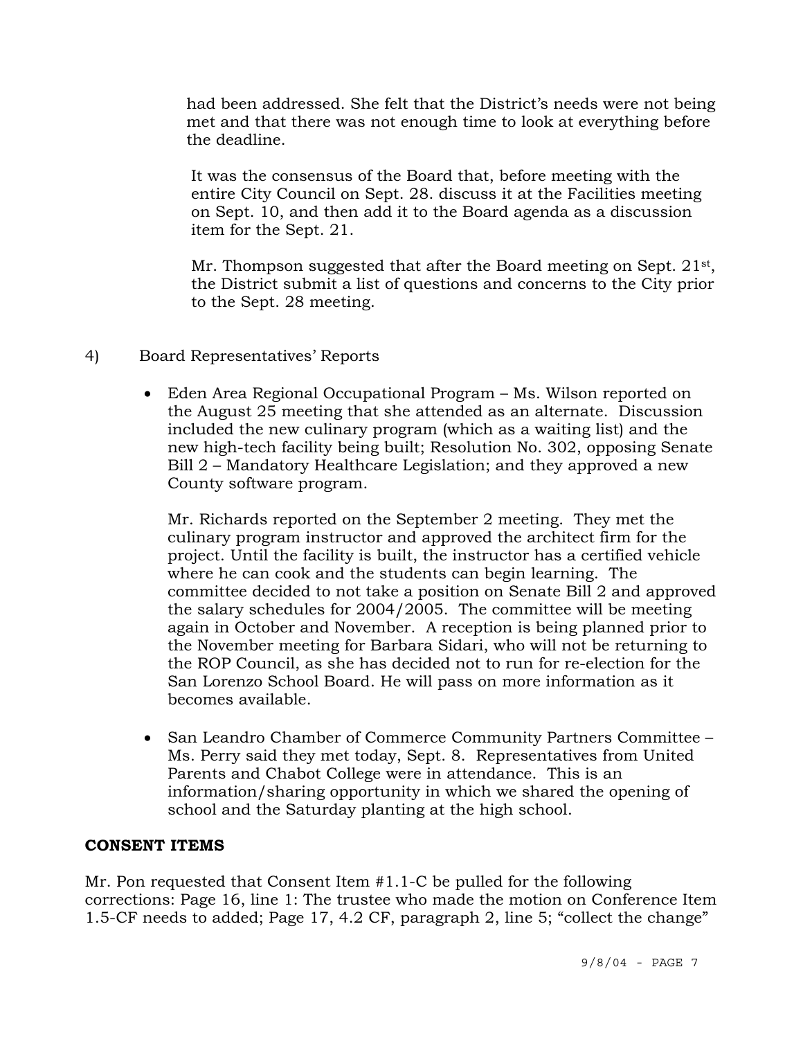had been addressed. She felt that the District's needs were not being met and that there was not enough time to look at everything before the deadline.

It was the consensus of the Board that, before meeting with the entire City Council on Sept. 28. discuss it at the Facilities meeting on Sept. 10, and then add it to the Board agenda as a discussion item for the Sept. 21.

Mr. Thompson suggested that after the Board meeting on Sept. 21st, the District submit a list of questions and concerns to the City prior to the Sept. 28 meeting.

4) Board Representatives' Reports

- Eden Area Regional Occupational Program – Ms. Wilson reported on the August 25 meeting that she attended as an alternate. Discussion included the new culinary program (which as a waiting list) and the new high-tech facility being built; Resolution No. 302, opposing Senate Bill 2 – Mandatory Healthcare Legislation; and they approved a new County software program.

  Mr. Richards reported on the September 2 meeting. They met the culinary program instructor and approved the architect firm for the project. Until the facility is built, the instructor has a certified vehicle where he can cook and the students can begin learning. The committee decided to not take a position on Senate Bill 2 and approved the salary schedules for 2004/2005. The committee will be meeting again in October and November. A reception is being planned prior to the November meeting for Barbara Sidari, who will not be returning to the ROP Council, as she has decided not to run for re-election for the San Lorenzo School Board. He will pass on more information as it becomes available.

- San Leandro Chamber of Commerce Community Partners Committee – Ms. Perry said they met today, Sept. 8. Representatives from United Parents and Chabot College were in attendance. This is an information/sharing opportunity in which we shared the opening of school and the Saturday planting at the high school.

**CONSENT ITEMS**

Mr. Pon requested that Consent Item #1.1-C be pulled for the following corrections: Page 16, line 1: The trustee who made the motion on Conference Item 1.5-CF needs to added; Page 17, 4.2 CF, paragraph 2, line 5; "collect the change"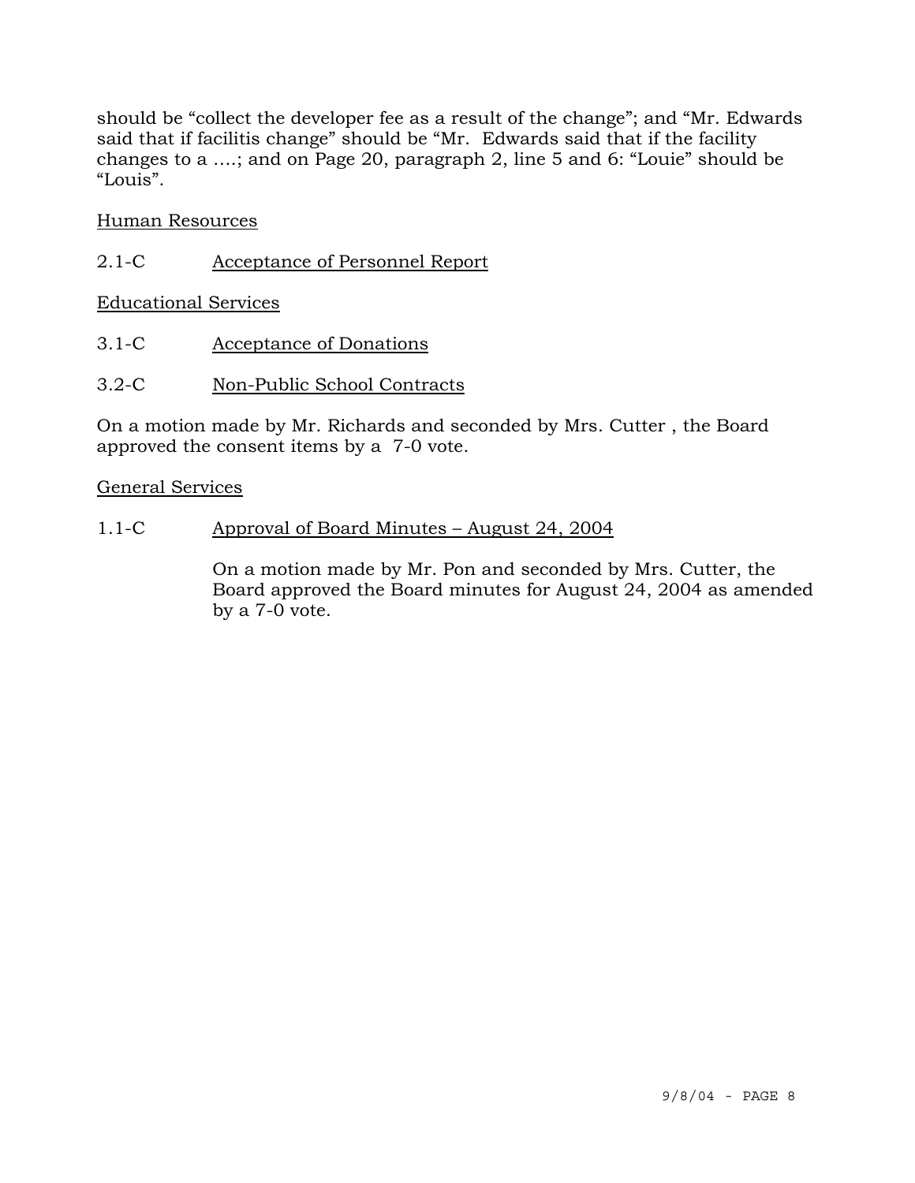should be "collect the developer fee as a result of the change"; and "Mr. Edwards said that if facilitis change" should be "Mr. Edwards said that if the facility changes to a ….; and on Page 20, paragraph 2, line 5 and 6: "Louie" should be "Louis".

<u>Human Resources</u>

2.1-C <u>Acceptance of Personnel Report</u>

<u>Educational Services</u>

3.1-C <u>Acceptance of Donations</u>

3.2-C <u>Non-Public School Contracts</u>

On a motion made by Mr. Richards and seconded by Mrs. Cutter , the Board approved the consent items by a 7-0 vote.

<u>General Services</u>

1.1-C <u>Approval of Board Minutes – August 24, 2004</u>

On a motion made by Mr. Pon and seconded by Mrs. Cutter, the Board approved the Board minutes for August 24, 2004 as amended by a 7-0 vote.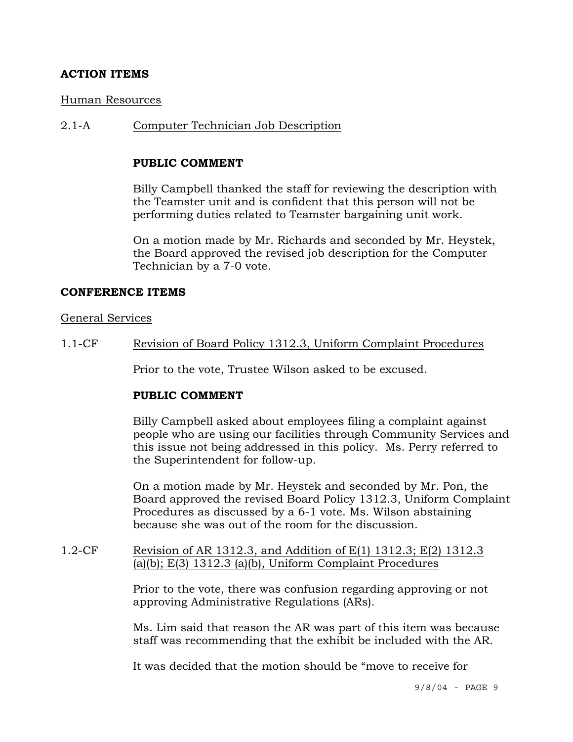**ACTION ITEMS**

Human Resources

2.1-A Computer Technician Job Description

**PUBLIC COMMENT**

Billy Campbell thanked the staff for reviewing the description with the Teamster unit and is confident that this person will not be performing duties related to Teamster bargaining unit work.

On a motion made by Mr. Richards and seconded by Mr. Heystek, the Board approved the revised job description for the Computer Technician by a 7-0 vote.

**CONFERENCE ITEMS**

General Services

1.1-CF Revision of Board Policy 1312.3, Uniform Complaint Procedures

Prior to the vote, Trustee Wilson asked to be excused.

**PUBLIC COMMENT**

Billy Campbell asked about employees filing a complaint against people who are using our facilities through Community Services and this issue not being addressed in this policy. Ms. Perry referred to the Superintendent for follow-up.

On a motion made by Mr. Heystek and seconded by Mr. Pon, the Board approved the revised Board Policy 1312.3, Uniform Complaint Procedures as discussed by a 6-1 vote. Ms. Wilson abstaining because she was out of the room for the discussion.

1.2-CF Revision of AR 1312.3, and Addition of E(1) 1312.3; E(2) 1312.3 (a)(b); E(3) 1312.3 (a)(b), Uniform Complaint Procedures

Prior to the vote, there was confusion regarding approving or not approving Administrative Regulations (ARs).

Ms. Lim said that reason the AR was part of this item was because staff was recommending that the exhibit be included with the AR.

It was decided that the motion should be "move to receive for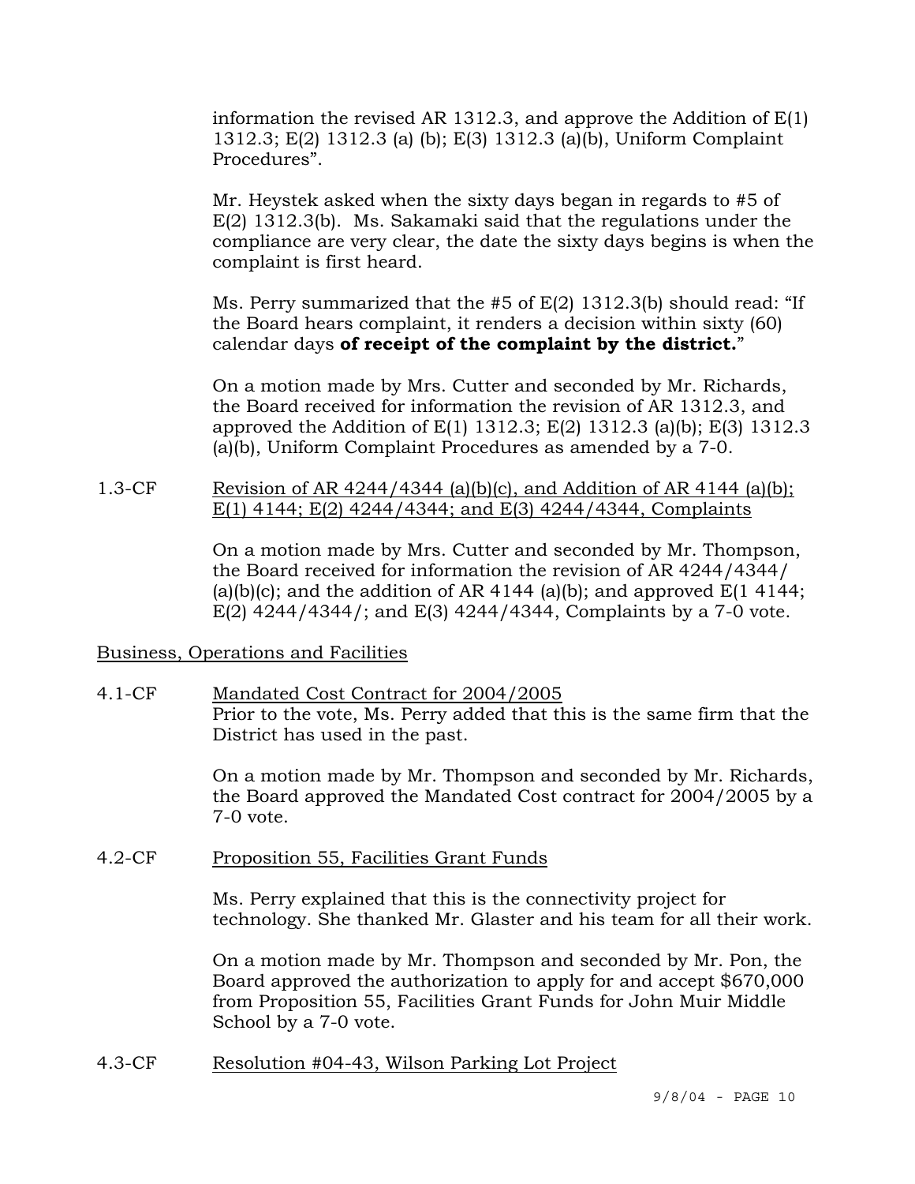information the revised AR 1312.3, and approve the Addition of E(1) 1312.3; E(2) 1312.3 (a) (b); E(3) 1312.3 (a)(b), Uniform Complaint Procedures".

Mr. Heystek asked when the sixty days began in regards to #5 of E(2) 1312.3(b). Ms. Sakamaki said that the regulations under the compliance are very clear, the date the sixty days begins is when the complaint is first heard.

Ms. Perry summarized that the #5 of E(2) 1312.3(b) should read: "If the Board hears complaint, it renders a decision within sixty (60) calendar days **of receipt of the complaint by the district.**"

On a motion made by Mrs. Cutter and seconded by Mr. Richards, the Board received for information the revision of AR 1312.3, and approved the Addition of E(1) 1312.3; E(2) 1312.3 (a)(b); E(3) 1312.3 (a)(b), Uniform Complaint Procedures as amended by a 7-0.

1.3-CF <u>Revision of AR 4244/4344 (a)(b)(c), and Addition of AR 4144 (a)(b); E(1) 4144; E(2) 4244/4344; and E(3) 4244/4344, Complaints</u>

On a motion made by Mrs. Cutter and seconded by Mr. Thompson, the Board received for information the revision of AR 4244/4344/ (a)(b)(c); and the addition of AR 4144 (a)(b); and approved E(1 4144; E(2) 4244/4344/; and E(3) 4244/4344, Complaints by a 7-0 vote.

<u>Business, Operations and Facilities</u>

4.1-CF <u>Mandated Cost Contract for 2004/2005</u>

Prior to the vote, Ms. Perry added that this is the same firm that the District has used in the past.

On a motion made by Mr. Thompson and seconded by Mr. Richards, the Board approved the Mandated Cost contract for 2004/2005 by a 7-0 vote.

4.2-CF <u>Proposition 55, Facilities Grant Funds</u>

Ms. Perry explained that this is the connectivity project for technology. She thanked Mr. Glaster and his team for all their work.

On a motion made by Mr. Thompson and seconded by Mr. Pon, the Board approved the authorization to apply for and accept $670,000 from Proposition 55, Facilities Grant Funds for John Muir Middle School by a 7-0 vote.

4.3-CF <u>Resolution #04-43, Wilson Parking Lot Project</u>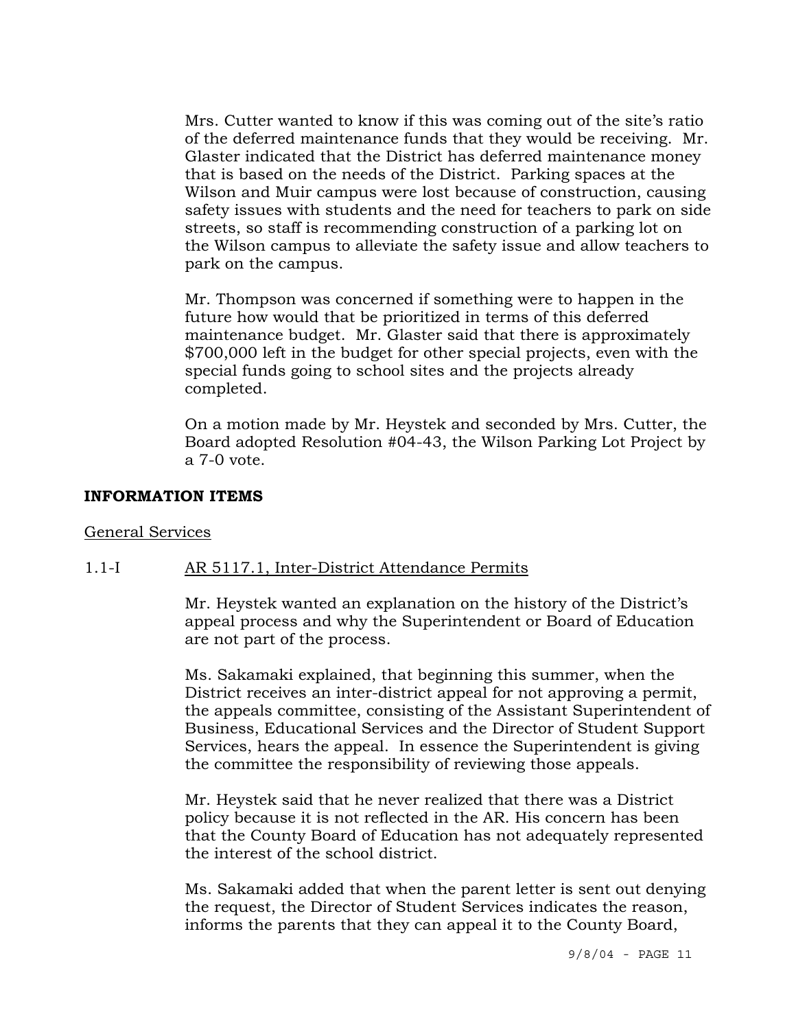Mrs. Cutter wanted to know if this was coming out of the site's ratio of the deferred maintenance funds that they would be receiving. Mr. Glaster indicated that the District has deferred maintenance money that is based on the needs of the District. Parking spaces at the Wilson and Muir campus were lost because of construction, causing safety issues with students and the need for teachers to park on side streets, so staff is recommending construction of a parking lot on the Wilson campus to alleviate the safety issue and allow teachers to park on the campus.

Mr. Thompson was concerned if something were to happen in the future how would that be prioritized in terms of this deferred maintenance budget. Mr. Glaster said that there is approximately $700,000 left in the budget for other special projects, even with the special funds going to school sites and the projects already completed.

On a motion made by Mr. Heystek and seconded by Mrs. Cutter, the Board adopted Resolution #04-43, the Wilson Parking Lot Project by a 7-0 vote.

**INFORMATION ITEMS**

General Services

1.1-I AR 5117.1, Inter-District Attendance Permits

Mr. Heystek wanted an explanation on the history of the District's appeal process and why the Superintendent or Board of Education are not part of the process.

Ms. Sakamaki explained, that beginning this summer, when the District receives an inter-district appeal for not approving a permit, the appeals committee, consisting of the Assistant Superintendent of Business, Educational Services and the Director of Student Support Services, hears the appeal. In essence the Superintendent is giving the committee the responsibility of reviewing those appeals.

Mr. Heystek said that he never realized that there was a District policy because it is not reflected in the AR. His concern has been that the County Board of Education has not adequately represented the interest of the school district.

Ms. Sakamaki added that when the parent letter is sent out denying the request, the Director of Student Services indicates the reason, informs the parents that they can appeal it to the County Board,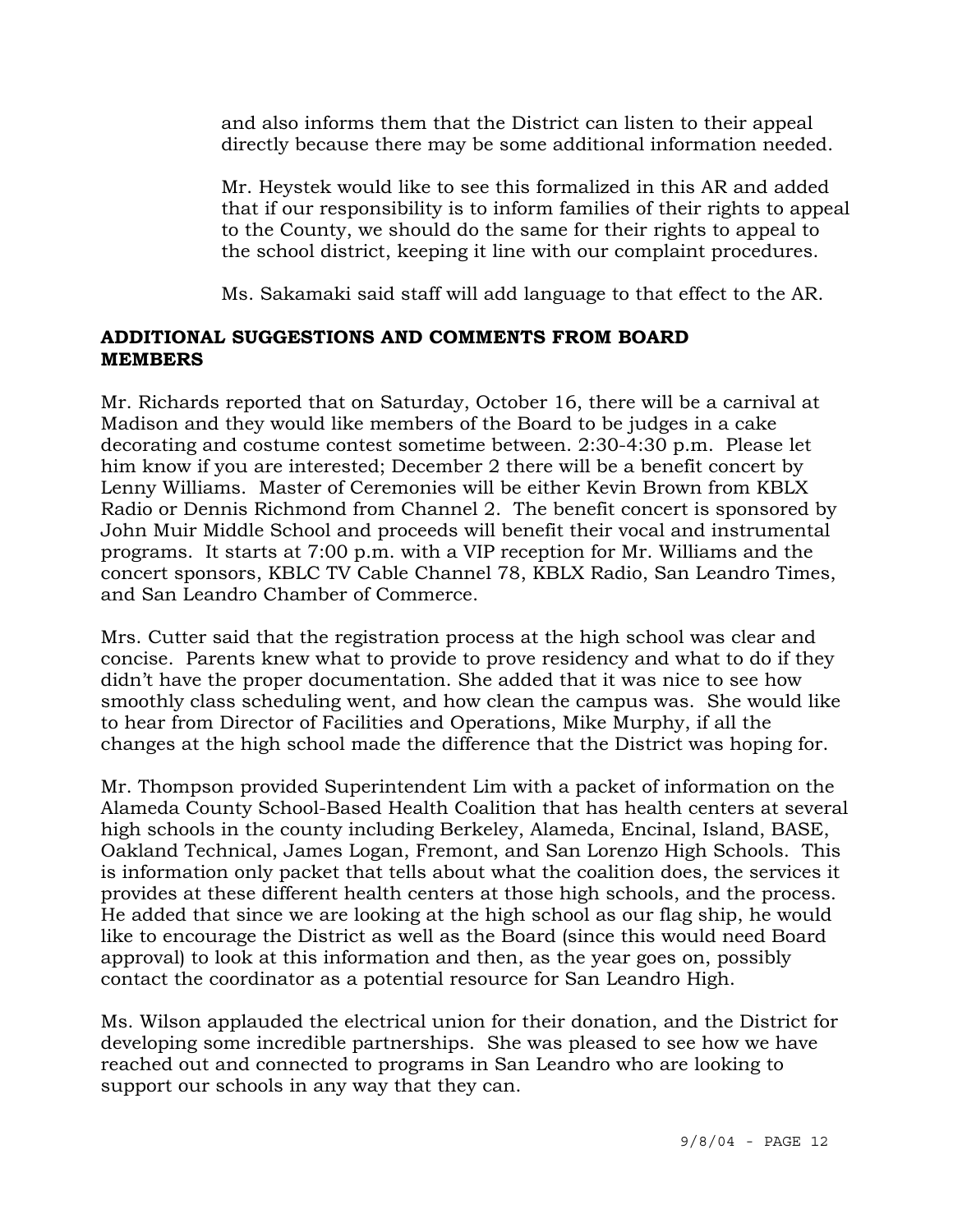and also informs them that the District can listen to their appeal directly because there may be some additional information needed.

Mr. Heystek would like to see this formalized in this AR and added that if our responsibility is to inform families of their rights to appeal to the County, we should do the same for their rights to appeal to the school district, keeping it line with our complaint procedures.

Ms. Sakamaki said staff will add language to that effect to the AR.

## ADDITIONAL SUGGESTIONS AND COMMENTS FROM BOARD MEMBERS

Mr. Richards reported that on Saturday, October 16, there will be a carnival at Madison and they would like members of the Board to be judges in a cake decorating and costume contest sometime between. 2:30-4:30 p.m. Please let him know if you are interested; December 2 there will be a benefit concert by Lenny Williams. Master of Ceremonies will be either Kevin Brown from KBLX Radio or Dennis Richmond from Channel 2. The benefit concert is sponsored by John Muir Middle School and proceeds will benefit their vocal and instrumental programs. It starts at 7:00 p.m. with a VIP reception for Mr. Williams and the concert sponsors, KBLC TV Cable Channel 78, KBLX Radio, San Leandro Times, and San Leandro Chamber of Commerce.

Mrs. Cutter said that the registration process at the high school was clear and concise. Parents knew what to provide to prove residency and what to do if they didn't have the proper documentation. She added that it was nice to see how smoothly class scheduling went, and how clean the campus was. She would like to hear from Director of Facilities and Operations, Mike Murphy, if all the changes at the high school made the difference that the District was hoping for.

Mr. Thompson provided Superintendent Lim with a packet of information on the Alameda County School-Based Health Coalition that has health centers at several high schools in the county including Berkeley, Alameda, Encinal, Island, BASE, Oakland Technical, James Logan, Fremont, and San Lorenzo High Schools. This is information only packet that tells about what the coalition does, the services it provides at these different health centers at those high schools, and the process. He added that since we are looking at the high school as our flag ship, he would like to encourage the District as well as the Board (since this would need Board approval) to look at this information and then, as the year goes on, possibly contact the coordinator as a potential resource for San Leandro High.

Ms. Wilson applauded the electrical union for their donation, and the District for developing some incredible partnerships. She was pleased to see how we have reached out and connected to programs in San Leandro who are looking to support our schools in any way that they can.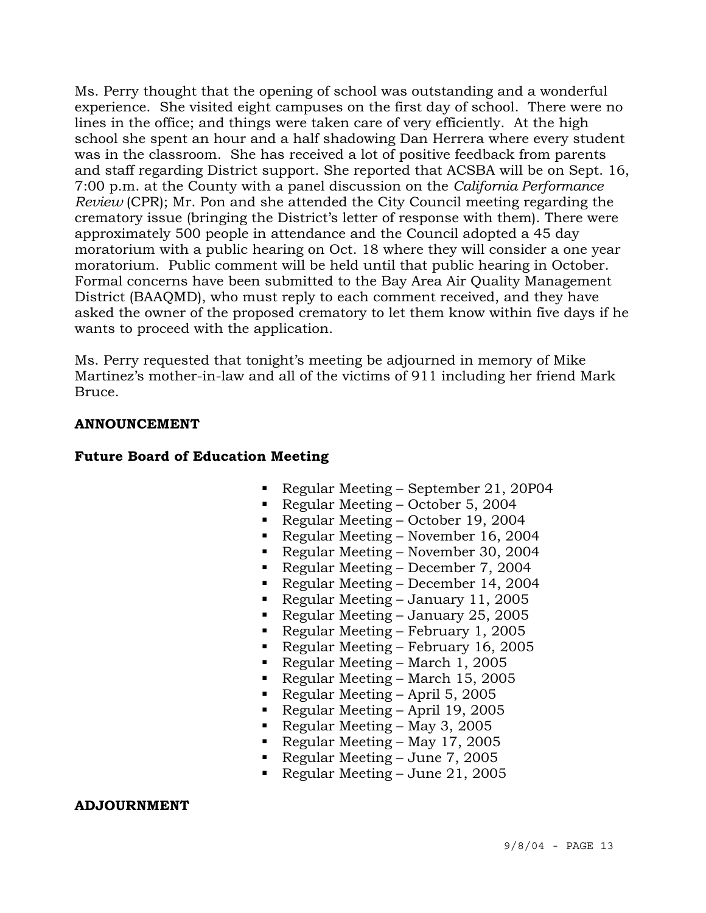Ms. Perry thought that the opening of school was outstanding and a wonderful experience. She visited eight campuses on the first day of school. There were no lines in the office; and things were taken care of very efficiently. At the high school she spent an hour and a half shadowing Dan Herrera where every student was in the classroom. She has received a lot of positive feedback from parents and staff regarding District support. She reported that ACSBA will be on Sept. 16, 7:00 p.m. at the County with a panel discussion on the *California Performance Review* (CPR); Mr. Pon and she attended the City Council meeting regarding the crematory issue (bringing the District's letter of response with them). There were approximately 500 people in attendance and the Council adopted a 45 day moratorium with a public hearing on Oct. 18 where they will consider a one year moratorium. Public comment will be held until that public hearing in October. Formal concerns have been submitted to the Bay Area Air Quality Management District (BAAQMD), who must reply to each comment received, and they have asked the owner of the proposed crematory to let them know within five days if he wants to proceed with the application.

Ms. Perry requested that tonight's meeting be adjourned in memory of Mike Martinez's mother-in-law and all of the victims of 911 including her friend Mark Bruce.

**ANNOUNCEMENT**

**Future Board of Education Meeting**

- Regular Meeting – September 21, 20P04
- Regular Meeting – October 5, 2004
- Regular Meeting – October 19, 2004
- Regular Meeting – November 16, 2004
- Regular Meeting – November 30, 2004
- Regular Meeting – December 7, 2004
- Regular Meeting – December 14, 2004
- Regular Meeting – January 11, 2005
- Regular Meeting – January 25, 2005
- Regular Meeting – February 1, 2005
- Regular Meeting – February 16, 2005
- Regular Meeting – March 1, 2005
- Regular Meeting – March 15, 2005
- Regular Meeting – April 5, 2005
- Regular Meeting – April 19, 2005
- Regular Meeting – May 3, 2005
- Regular Meeting – May 17, 2005
- Regular Meeting – June 7, 2005
- Regular Meeting – June 21, 2005

**ADJOURNMENT**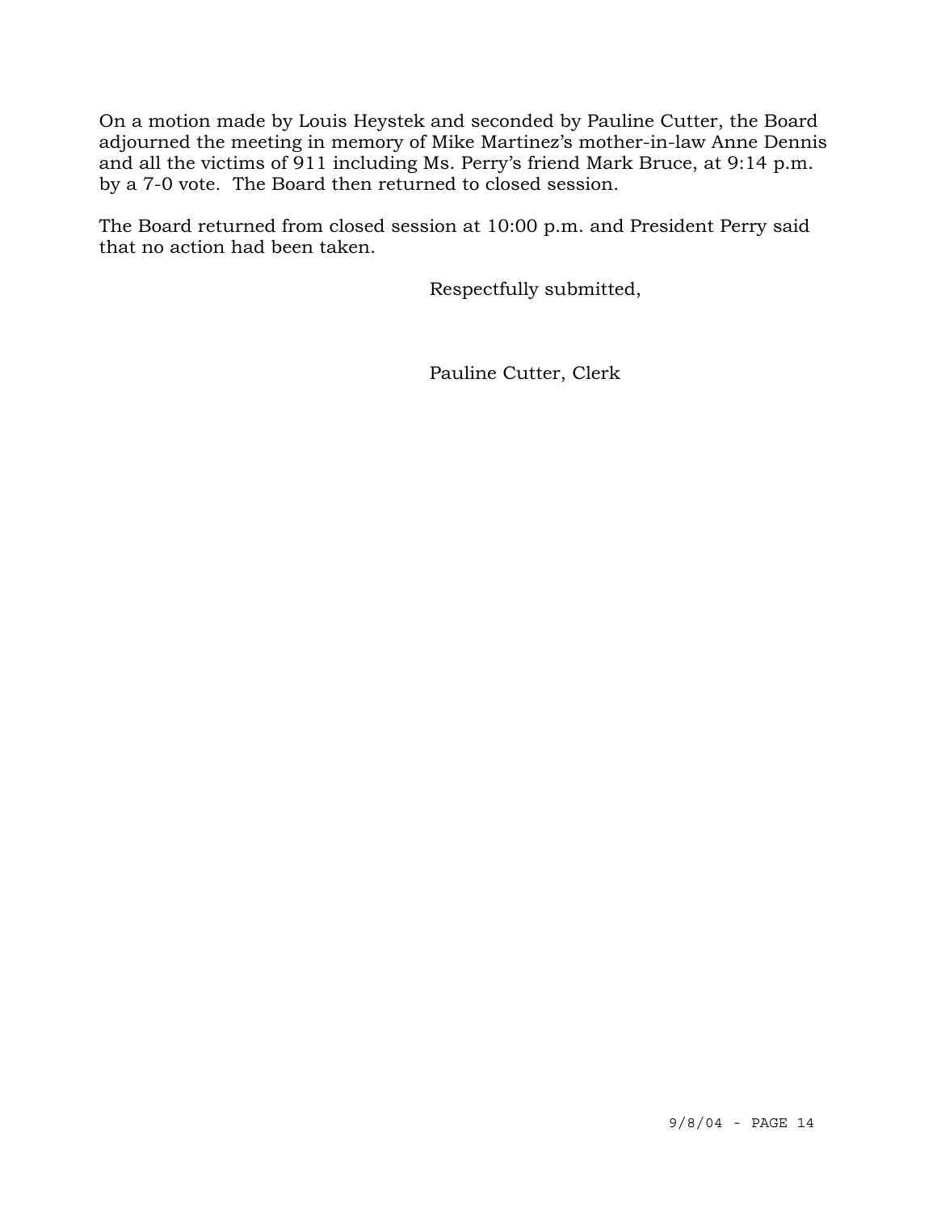On a motion made by Louis Heystek and seconded by Pauline Cutter, the Board adjourned the meeting in memory of Mike Martinez's mother-in-law Anne Dennis and all the victims of 911 including Ms. Perry's friend Mark Bruce, at 9:14 p.m. by a 7-0 vote. The Board then returned to closed session.

The Board returned from closed session at 10:00 p.m. and President Perry said that no action had been taken.

Respectfully submitted,

Pauline Cutter, Clerk